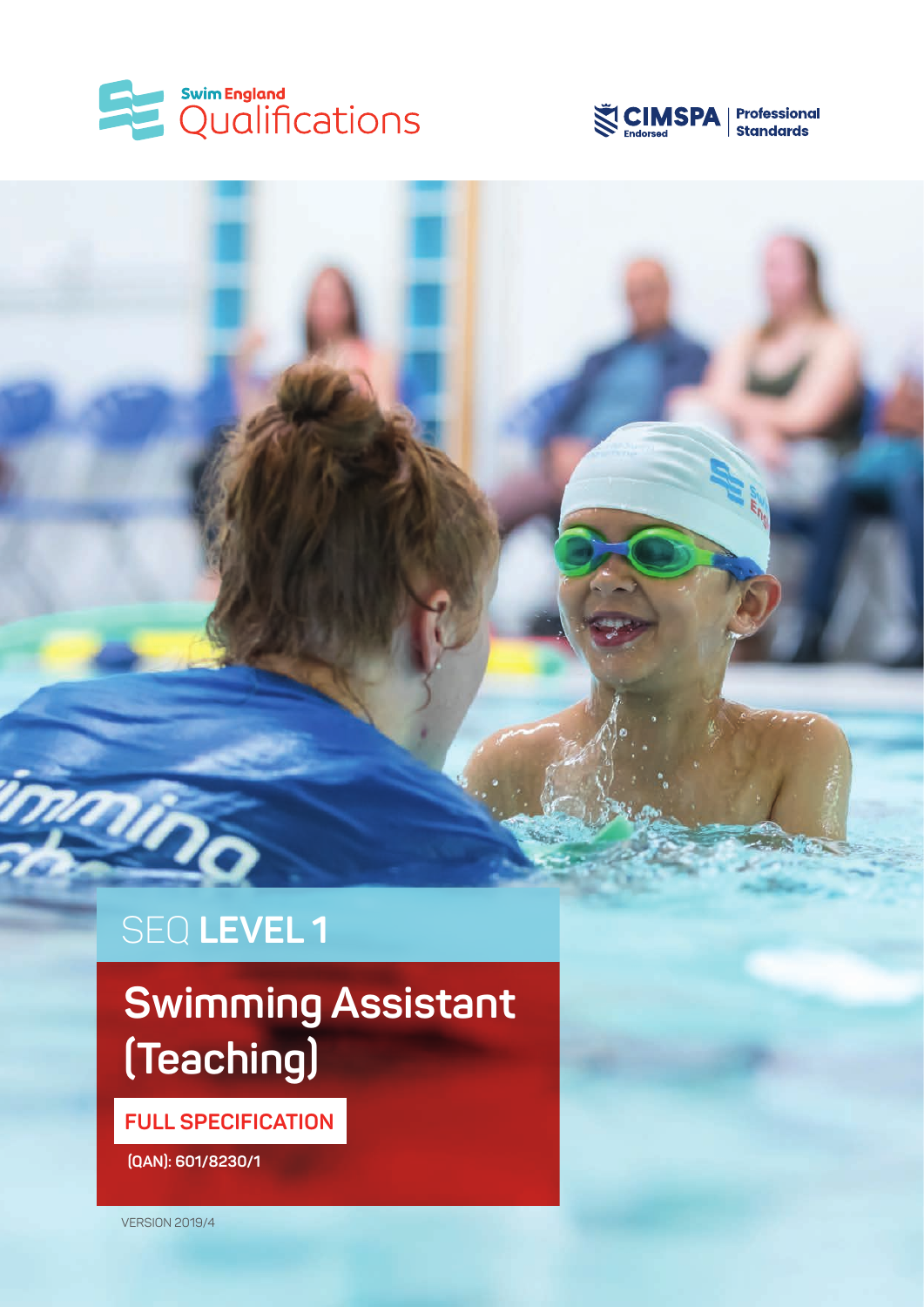Swim England Qualifications

CIMSPA Endorsed | Professional Standards

SEQ **LEVEL 1**

# Swimming Assistant (Teaching)

**FULL SPECIFICATION**

**(QAN): 601/8230/1**

VERSION 2019/4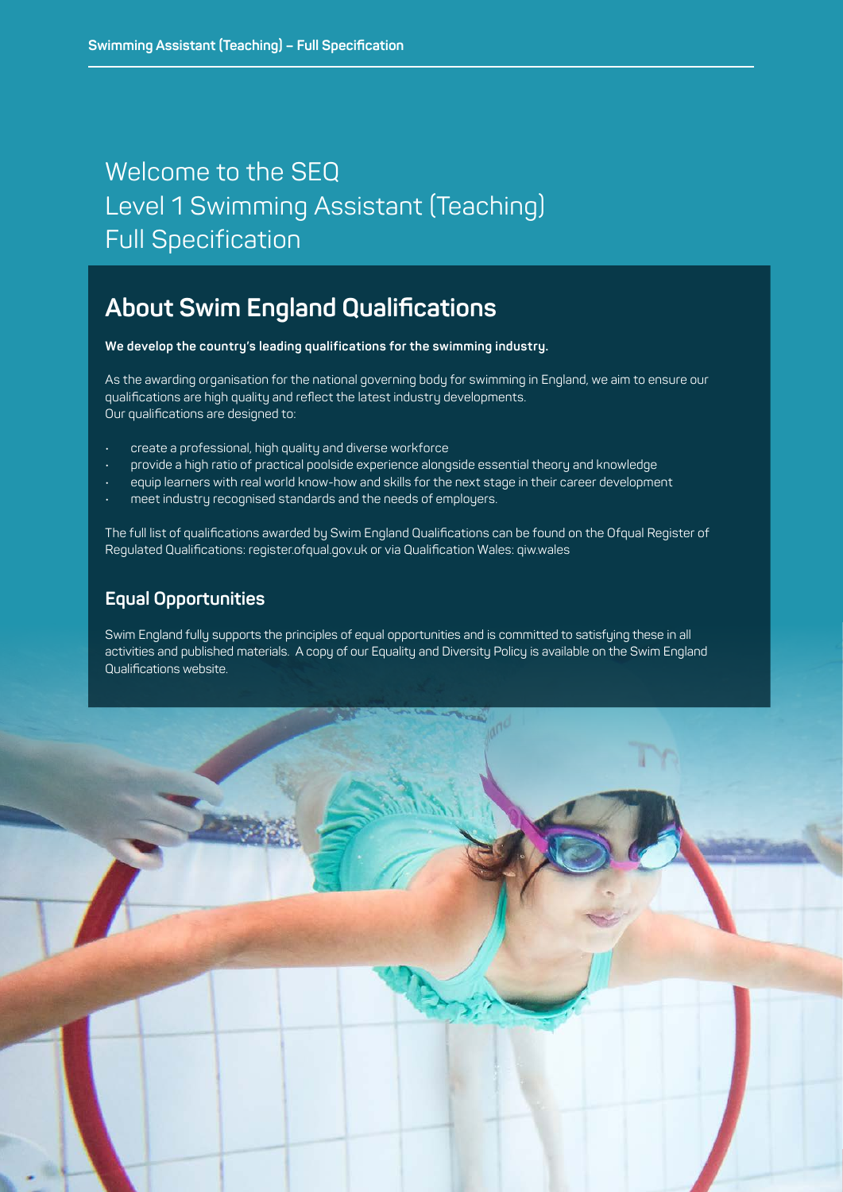# Welcome to the SEQ Level 1 Swimming Assistant (Teaching) Full Specification

## About Swim England Qualifications

**We develop the country's leading qualifications for the swimming industry.**

As the awarding organisation for the national governing body for swimming in England, we aim to ensure our qualifications are high quality and reflect the latest industry developments.
Our qualifications are designed to:

- create a professional, high quality and diverse workforce
- provide a high ratio of practical poolside experience alongside essential theory and knowledge
- equip learners with real world know-how and skills for the next stage in their career development
- meet industry recognised standards and the needs of employers.

The full list of qualifications awarded by Swim England Qualifications can be found on the Ofqual Register of Regulated Qualifications: register.ofqual.gov.uk or via Qualification Wales: qiw.wales

### Equal Opportunities

Swim England fully supports the principles of equal opportunities and is committed to satisfying these in all activities and published materials. A copy of our Equality and Diversity Policy is available on the Swim England Qualifications website.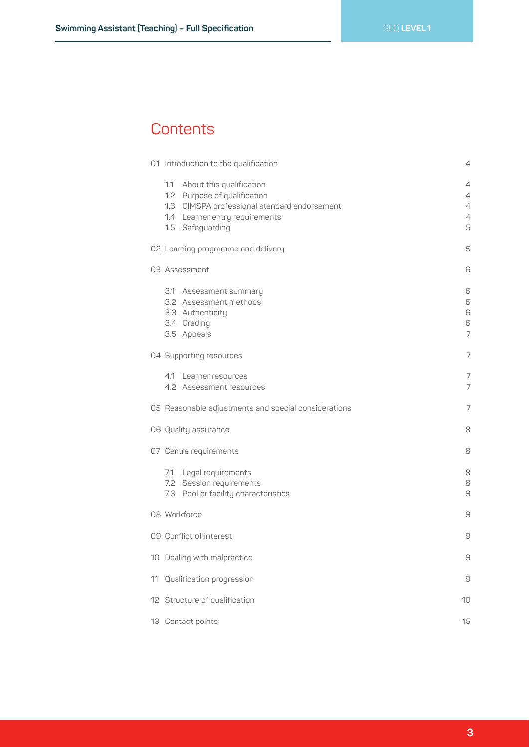# Contents

| | |
|---|---|
| 01 Introduction to the qualification | 4 |
| 1.1 About this qualification | 4 |
| 1.2 Purpose of qualification | 4 |
| 1.3 CIMSPA professional standard endorsement | 4 |
| 1.4 Learner entry requirements | 4 |
| 1.5 Safeguarding | 5 |
| 02 Learning programme and delivery | 5 |
| 03 Assessment | 6 |
| 3.1 Assessment summary | 6 |
| 3.2 Assessment methods | 6 |
| 3.3 Authenticity | 6 |
| 3.4 Grading | 6 |
| 3.5 Appeals | 7 |
| 04 Supporting resources | 7 |
| 4.1 Learner resources | 7 |
| 4.2 Assessment resources | 7 |
| 05 Reasonable adjustments and special considerations | 7 |
| 06 Quality assurance | 8 |
| 07 Centre requirements | 8 |
| 7.1 Legal requirements | 8 |
| 7.2 Session requirements | 8 |
| 7.3 Pool or facility characteristics | 9 |
| 08 Workforce | 9 |
| 09 Conflict of interest | 9 |
| 10 Dealing with malpractice | 9 |
| 11 Qualification progression | 9 |
| 12 Structure of qualification | 10 |
| 13 Contact points | 15 |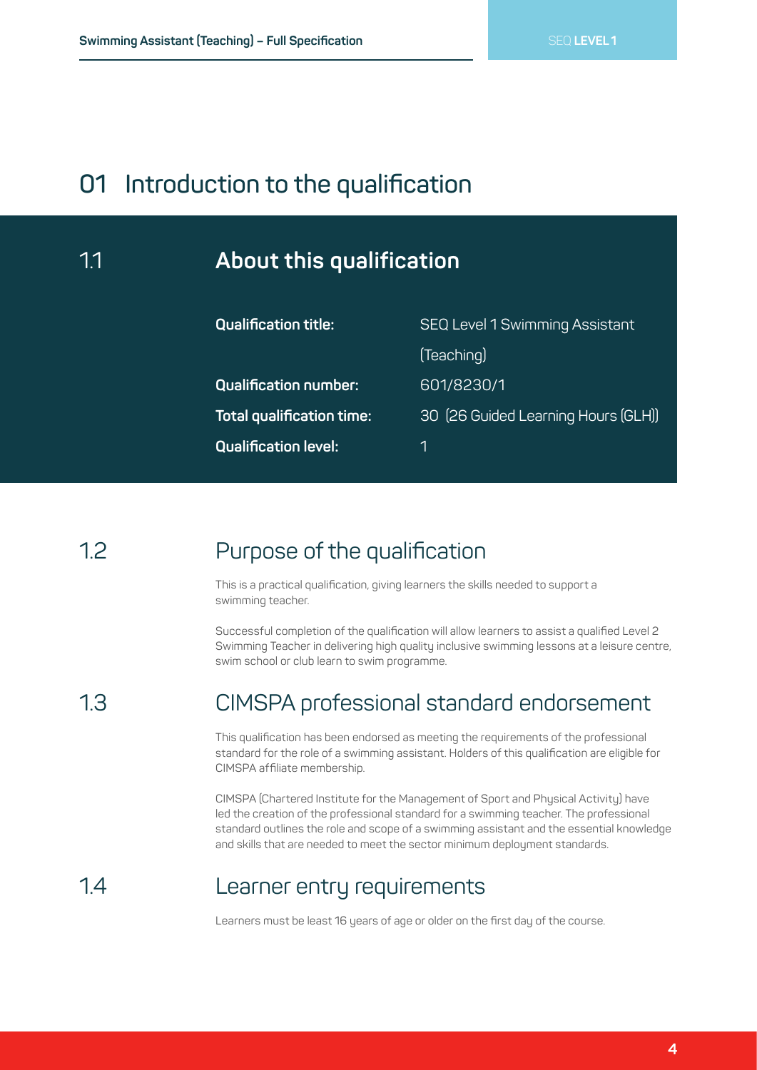# 01 Introduction to the qualification

## 1.1 About this qualification

| | |
|---|---|
| **Qualification title:** | SEQ Level 1 Swimming Assistant (Teaching) |
| **Qualification number:** | 601/8230/1 |
| **Total qualification time:** | 30 (26 Guided Learning Hours (GLH)) |
| **Qualification level:** | 1 |

## 1.2 Purpose of the qualification

This is a practical qualification, giving learners the skills needed to support a swimming teacher.

Successful completion of the qualification will allow learners to assist a qualified Level 2 Swimming Teacher in delivering high quality inclusive swimming lessons at a leisure centre, swim school or club learn to swim programme.

## 1.3 CIMSPA professional standard endorsement

This qualification has been endorsed as meeting the requirements of the professional standard for the role of a swimming assistant. Holders of this qualification are eligible for CIMSPA affiliate membership.

CIMSPA (Chartered Institute for the Management of Sport and Physical Activity) have led the creation of the professional standard for a swimming teacher. The professional standard outlines the role and scope of a swimming assistant and the essential knowledge and skills that are needed to meet the sector minimum deployment standards.

## 1.4 Learner entry requirements

Learners must be least 16 years of age or older on the first day of the course.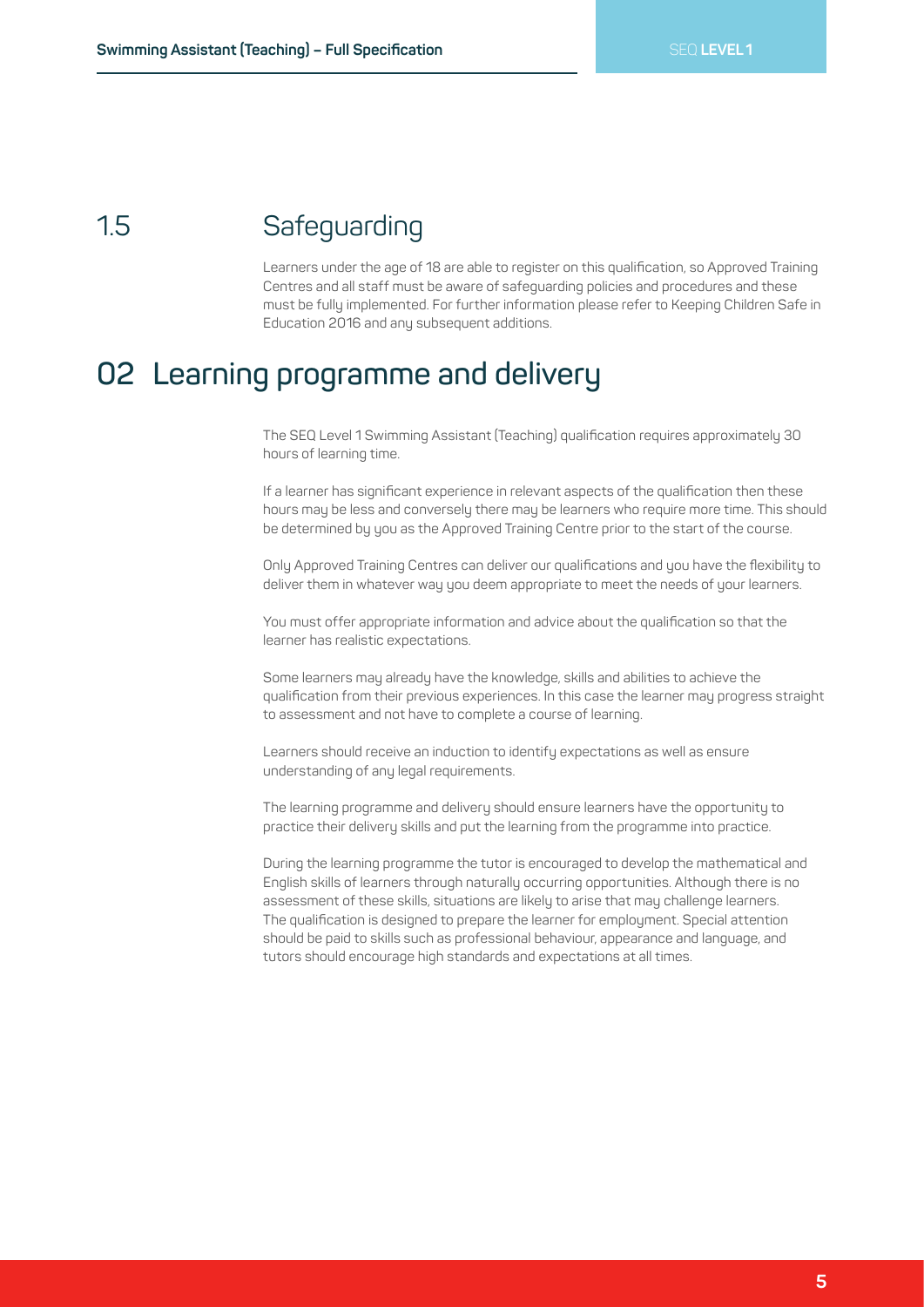## 1.5 Safeguarding

Learners under the age of 18 are able to register on this qualification, so Approved Training Centres and all staff must be aware of safeguarding policies and procedures and these must be fully implemented. For further information please refer to Keeping Children Safe in Education 2016 and any subsequent additions.

# 02 Learning programme and delivery

The SEQ Level 1 Swimming Assistant (Teaching) qualification requires approximately 30 hours of learning time.

If a learner has significant experience in relevant aspects of the qualification then these hours may be less and conversely there may be learners who require more time. This should be determined by you as the Approved Training Centre prior to the start of the course.

Only Approved Training Centres can deliver our qualifications and you have the flexibility to deliver them in whatever way you deem appropriate to meet the needs of your learners.

You must offer appropriate information and advice about the qualification so that the learner has realistic expectations.

Some learners may already have the knowledge, skills and abilities to achieve the qualification from their previous experiences. In this case the learner may progress straight to assessment and not have to complete a course of learning.

Learners should receive an induction to identify expectations as well as ensure understanding of any legal requirements.

The learning programme and delivery should ensure learners have the opportunity to practice their delivery skills and put the learning from the programme into practice.

During the learning programme the tutor is encouraged to develop the mathematical and English skills of learners through naturally occurring opportunities. Although there is no assessment of these skills, situations are likely to arise that may challenge learners. The qualification is designed to prepare the learner for employment. Special attention should be paid to skills such as professional behaviour, appearance and language, and tutors should encourage high standards and expectations at all times.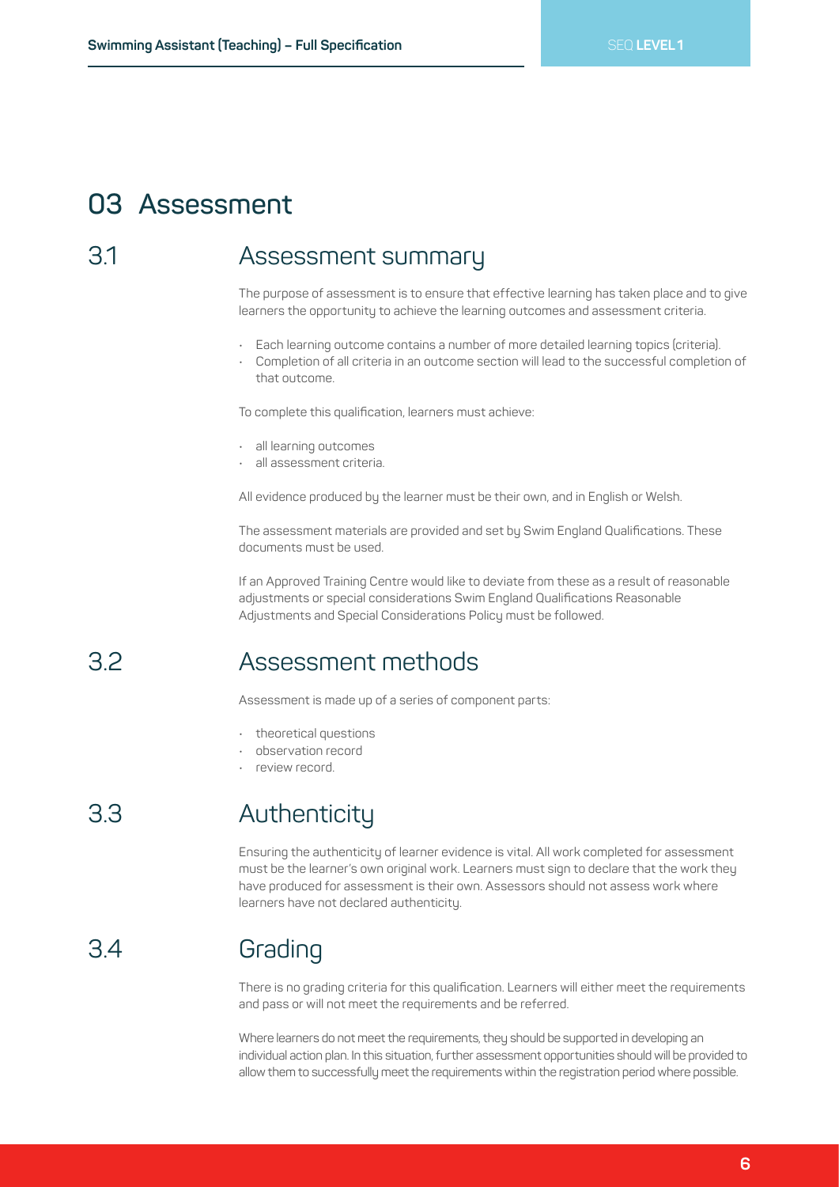# 03 Assessment

## 3.1 Assessment summary

The purpose of assessment is to ensure that effective learning has taken place and to give learners the opportunity to achieve the learning outcomes and assessment criteria.

- Each learning outcome contains a number of more detailed learning topics (criteria).
- Completion of all criteria in an outcome section will lead to the successful completion of that outcome.

To complete this qualification, learners must achieve:

- all learning outcomes
- all assessment criteria.

All evidence produced by the learner must be their own, and in English or Welsh.

The assessment materials are provided and set by Swim England Qualifications. These documents must be used.

If an Approved Training Centre would like to deviate from these as a result of reasonable adjustments or special considerations Swim England Qualifications Reasonable Adjustments and Special Considerations Policy must be followed.

## 3.2 Assessment methods

Assessment is made up of a series of component parts:

- theoretical questions
- observation record
- review record.

## 3.3 Authenticity

Ensuring the authenticity of learner evidence is vital. All work completed for assessment must be the learner's own original work. Learners must sign to declare that the work they have produced for assessment is their own. Assessors should not assess work where learners have not declared authenticity.

## 3.4 Grading

There is no grading criteria for this qualification. Learners will either meet the requirements and pass or will not meet the requirements and be referred.

Where learners do not meet the requirements, they should be supported in developing an individual action plan. In this situation, further assessment opportunities should will be provided to allow them to successfully meet the requirements within the registration period where possible.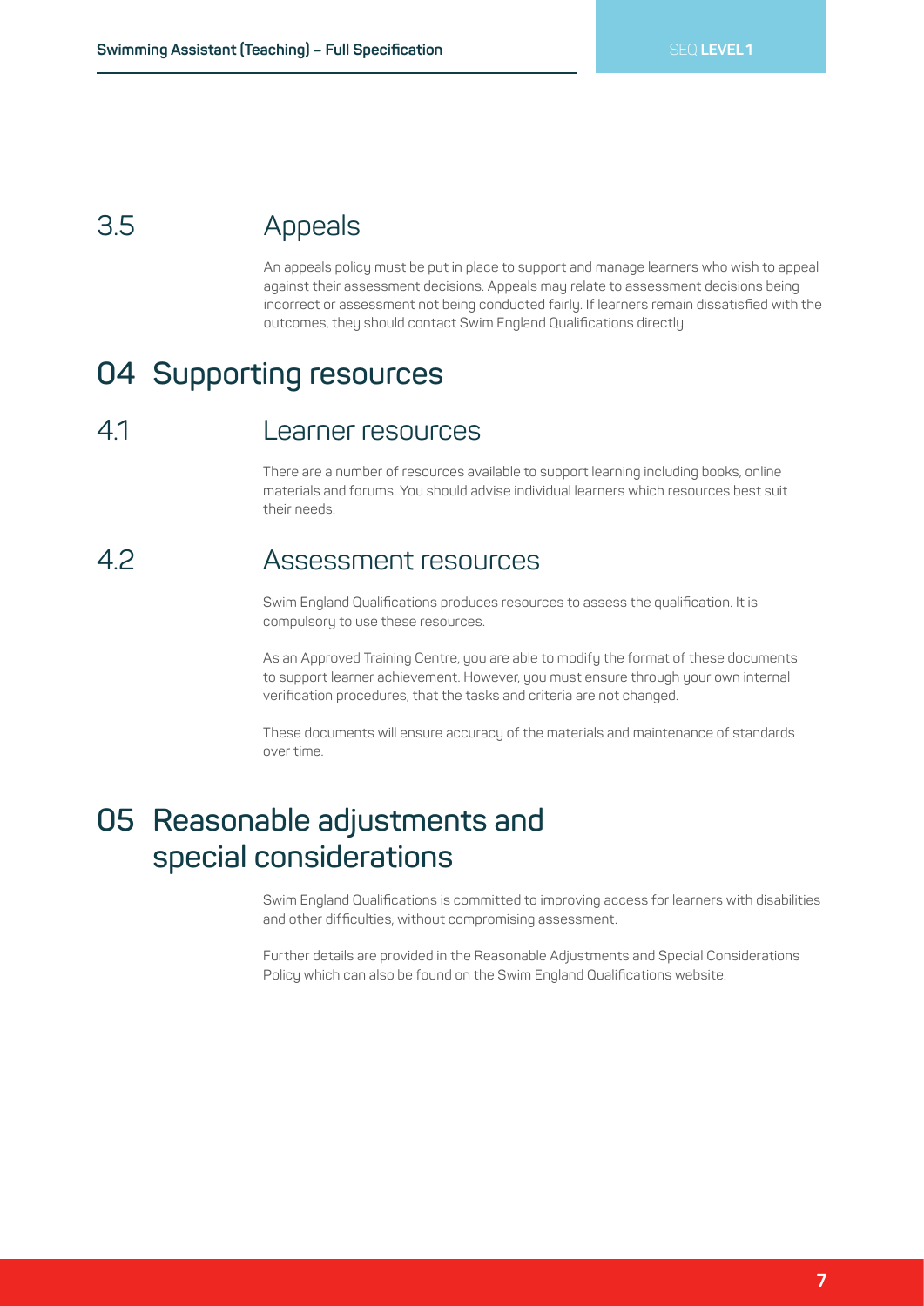### 3.5 Appeals

An appeals policy must be put in place to support and manage learners who wish to appeal against their assessment decisions. Appeals may relate to assessment decisions being incorrect or assessment not being conducted fairly. If learners remain dissatisfied with the outcomes, they should contact Swim England Qualifications directly.

## 04 Supporting resources

### 4.1 Learner resources

There are a number of resources available to support learning including books, online materials and forums. You should advise individual learners which resources best suit their needs.

### 4.2 Assessment resources

Swim England Qualifications produces resources to assess the qualification. It is compulsory to use these resources.

As an Approved Training Centre, you are able to modify the format of these documents to support learner achievement. However, you must ensure through your own internal verification procedures, that the tasks and criteria are not changed.

These documents will ensure accuracy of the materials and maintenance of standards over time.

## 05 Reasonable adjustments and special considerations

Swim England Qualifications is committed to improving access for learners with disabilities and other difficulties, without compromising assessment.

Further details are provided in the Reasonable Adjustments and Special Considerations Policy which can also be found on the Swim England Qualifications website.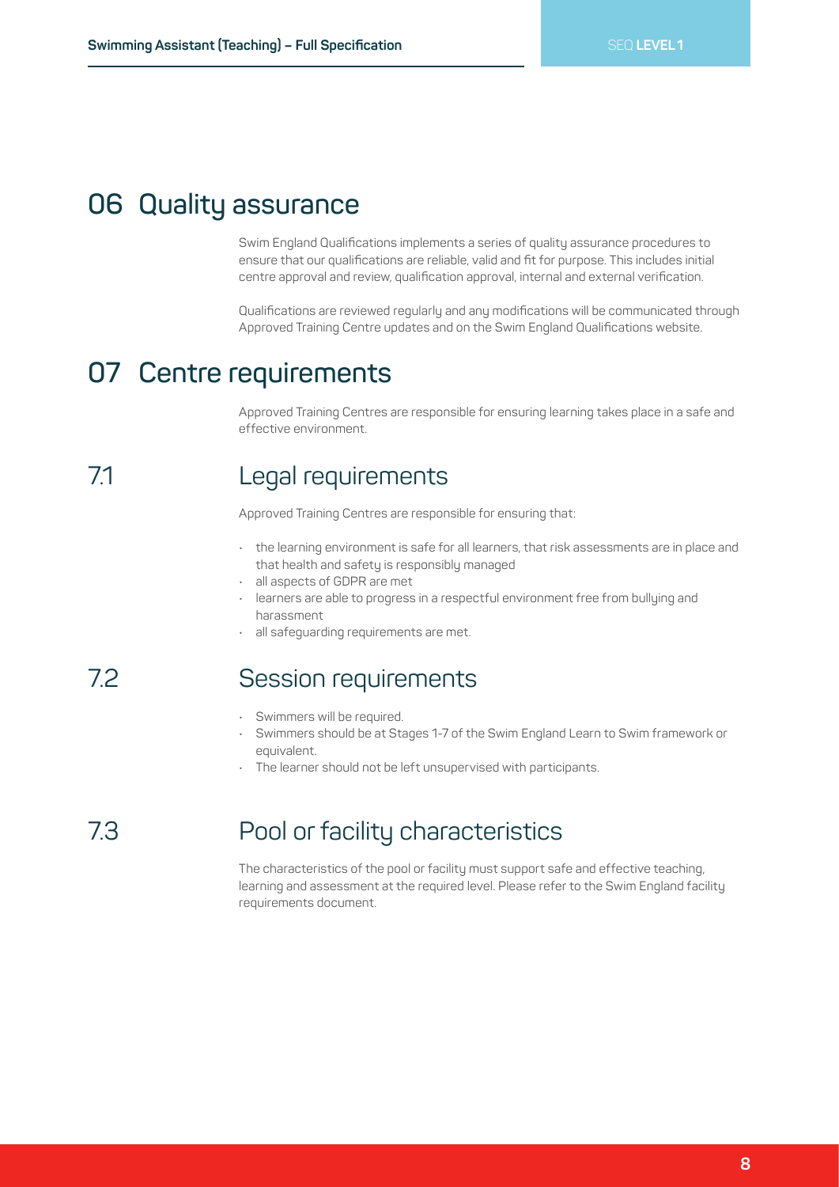## 06 Quality assurance

Swim England Qualifications implements a series of quality assurance procedures to ensure that our qualifications are reliable, valid and fit for purpose. This includes initial centre approval and review, qualification approval, internal and external verification.

Qualifications are reviewed regularly and any modifications will be communicated through Approved Training Centre updates and on the Swim England Qualifications website.

## 07 Centre requirements

Approved Training Centres are responsible for ensuring learning takes place in a safe and effective environment.

### 7.1 Legal requirements

Approved Training Centres are responsible for ensuring that:

- the learning environment is safe for all learners, that risk assessments are in place and that health and safety is responsibly managed
- all aspects of GDPR are met
- learners are able to progress in a respectful environment free from bullying and harassment
- all safeguarding requirements are met.

### 7.2 Session requirements

- Swimmers will be required.
- Swimmers should be at Stages 1-7 of the Swim England Learn to Swim framework or equivalent.
- The learner should not be left unsupervised with participants.

### 7.3 Pool or facility characteristics

The characteristics of the pool or facility must support safe and effective teaching, learning and assessment at the required level. Please refer to the Swim England facility requirements document.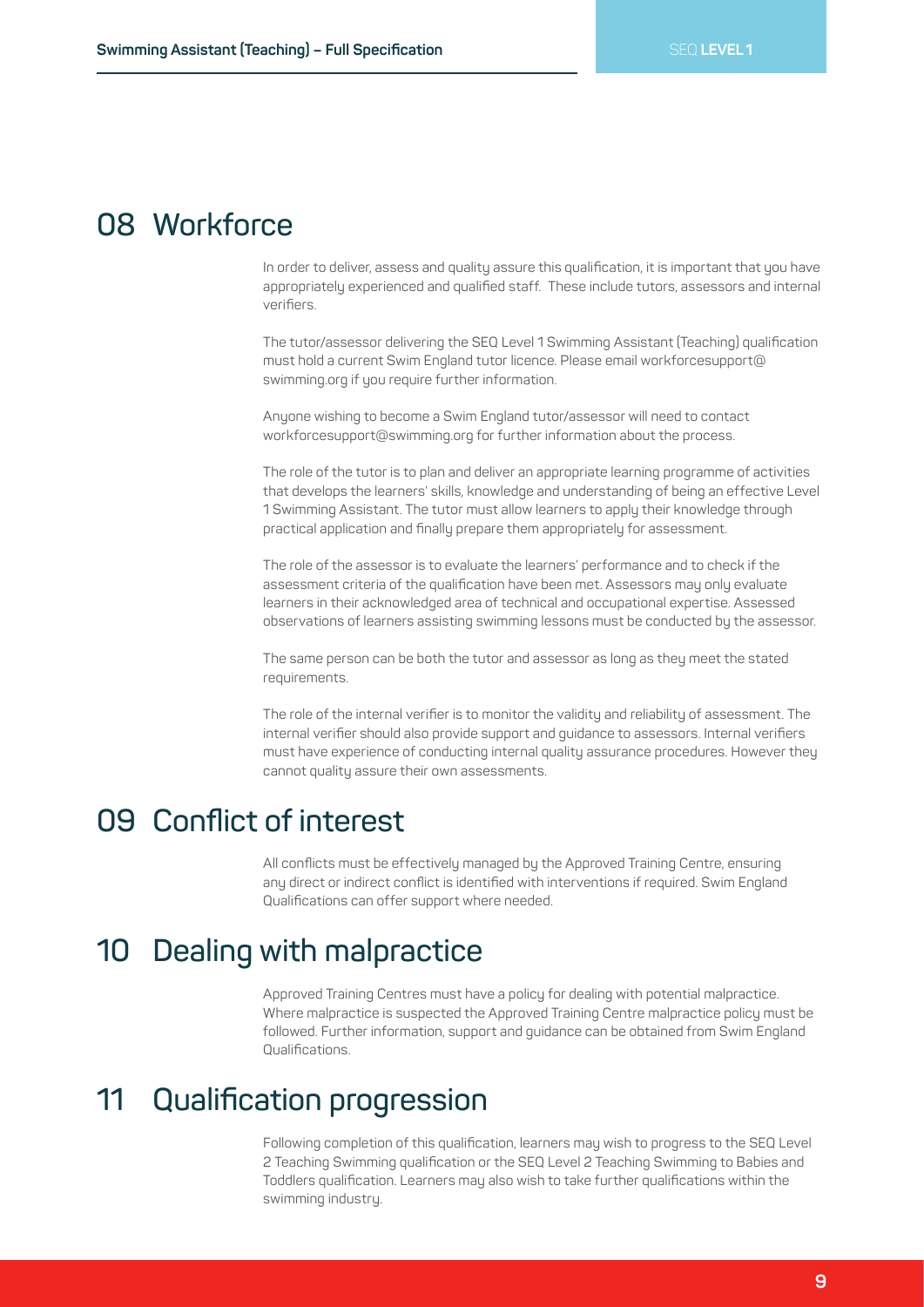## 08 Workforce

In order to deliver, assess and quality assure this qualification, it is important that you have appropriately experienced and qualified staff. These include tutors, assessors and internal verifiers.

The tutor/assessor delivering the SEQ Level 1 Swimming Assistant (Teaching) qualification must hold a current Swim England tutor licence. Please email workforcesupport@swimming.org if you require further information.

Anyone wishing to become a Swim England tutor/assessor will need to contact workforcesupport@swimming.org for further information about the process.

The role of the tutor is to plan and deliver an appropriate learning programme of activities that develops the learners' skills, knowledge and understanding of being an effective Level 1 Swimming Assistant. The tutor must allow learners to apply their knowledge through practical application and finally prepare them appropriately for assessment.

The role of the assessor is to evaluate the learners' performance and to check if the assessment criteria of the qualification have been met. Assessors may only evaluate learners in their acknowledged area of technical and occupational expertise. Assessed observations of learners assisting swimming lessons must be conducted by the assessor.

The same person can be both the tutor and assessor as long as they meet the stated requirements.

The role of the internal verifier is to monitor the validity and reliability of assessment. The internal verifier should also provide support and guidance to assessors. Internal verifiers must have experience of conducting internal quality assurance procedures. However they cannot quality assure their own assessments.

## 09 Conflict of interest

All conflicts must be effectively managed by the Approved Training Centre, ensuring any direct or indirect conflict is identified with interventions if required. Swim England Qualifications can offer support where needed.

## 10 Dealing with malpractice

Approved Training Centres must have a policy for dealing with potential malpractice. Where malpractice is suspected the Approved Training Centre malpractice policy must be followed. Further information, support and guidance can be obtained from Swim England Qualifications.

## 11 Qualification progression

Following completion of this qualification, learners may wish to progress to the SEQ Level 2 Teaching Swimming qualification or the SEQ Level 2 Teaching Swimming to Babies and Toddlers qualification. Learners may also wish to take further qualifications within the swimming industry.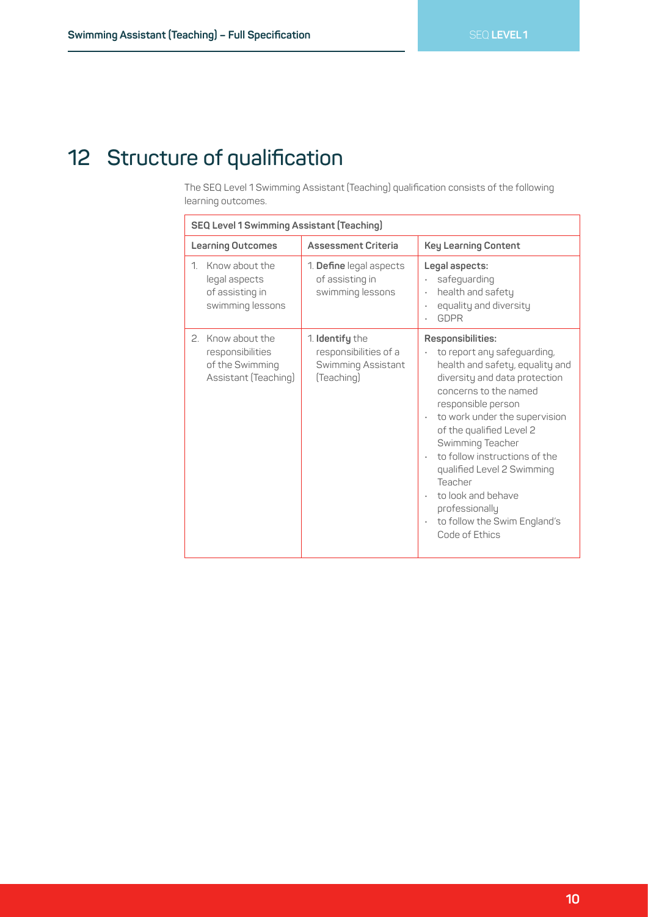# 12 Structure of qualification

The SEQ Level 1 Swimming Assistant (Teaching) qualification consists of the following learning outcomes.

| SEQ Level 1 Swimming Assistant (Teaching) | | |
|---|---|---|
| **Learning Outcomes** | **Assessment Criteria** | **Key Learning Content** |
| 1. Know about the legal aspects of assisting in swimming lessons | 1. **Define** legal aspects of assisting in swimming lessons | **Legal aspects:**<br>• safeguarding<br>• health and safety<br>• equality and diversity<br>• GDPR |
| 2. Know about the responsibilities of the Swimming Assistant (Teaching) | 1. **Identify** the responsibilities of a Swimming Assistant (Teaching) | **Responsibilities:**<br>• to report any safeguarding, health and safety, equality and diversity and data protection concerns to the named responsible person<br>• to work under the supervision of the qualified Level 2 Swimming Teacher<br>• to follow instructions of the qualified Level 2 Swimming Teacher<br>• to look and behave professionally<br>• to follow the Swim England's Code of Ethics |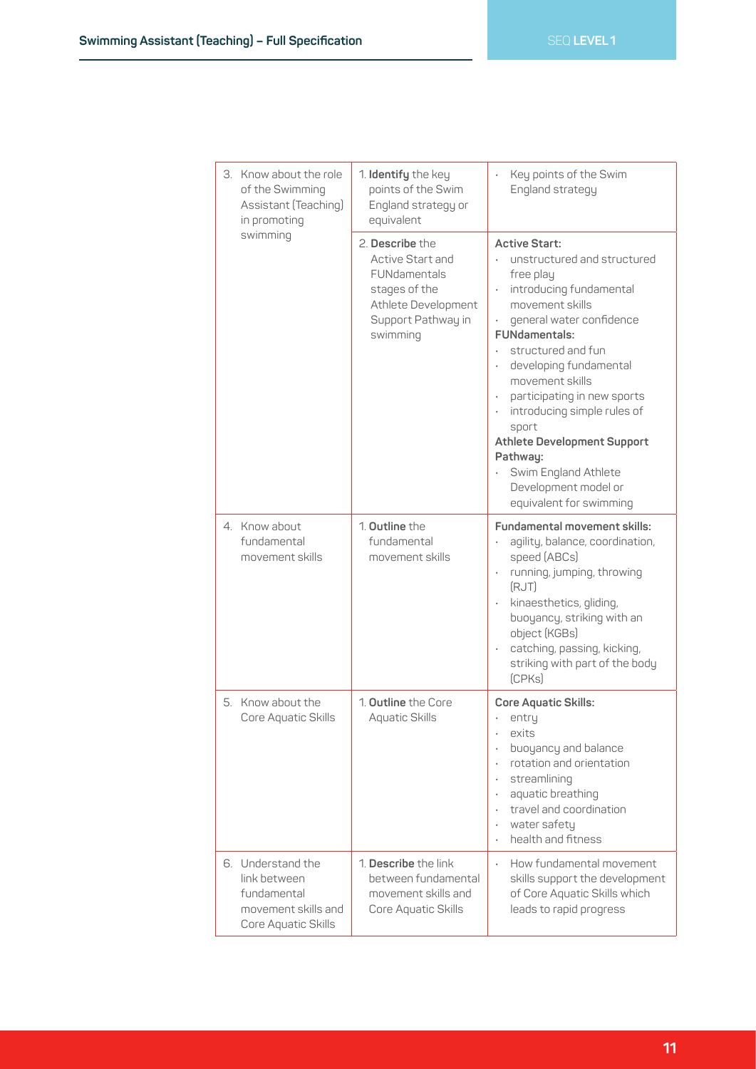| | | |
|---|---|---|
| 3. Know about the role of the Swimming Assistant (Teaching) in promoting swimming | 1. **Identify** the key points of the Swim England strategy or equivalent | • Key points of the Swim England strategy |
| | 2. **Describe** the Active Start and FUNdamentals stages of the Athlete Development Support Pathway in swimming | **Active Start:**<br>• unstructured and structured free play<br>• introducing fundamental movement skills<br>• general water confidence<br>**FUNdamentals:**<br>• structured and fun<br>• developing fundamental movement skills<br>• participating in new sports<br>• introducing simple rules of sport<br>**Athlete Development Support Pathway:**<br>• Swim England Athlete Development model or equivalent for swimming |
| 4. Know about fundamental movement skills | 1. **Outline** the fundamental movement skills | **Fundamental movement skills:**<br>• agility, balance, coordination, speed (ABCs)<br>• running, jumping, throwing (RJT)<br>• kinaesthetics, gliding, buoyancy, striking with an object (KGBs)<br>• catching, passing, kicking, striking with part of the body (CPKs) |
| 5. Know about the Core Aquatic Skills | 1. **Outline** the Core Aquatic Skills | **Core Aquatic Skills:**<br>• entry<br>• exits<br>• buoyancy and balance<br>• rotation and orientation<br>• streamlining<br>• aquatic breathing<br>• travel and coordination<br>• water safety<br>• health and fitness |
| 6. Understand the link between fundamental movement skills and Core Aquatic Skills | 1. **Describe** the link between fundamental movement skills and Core Aquatic Skills | • How fundamental movement skills support the development of Core Aquatic Skills which leads to rapid progress |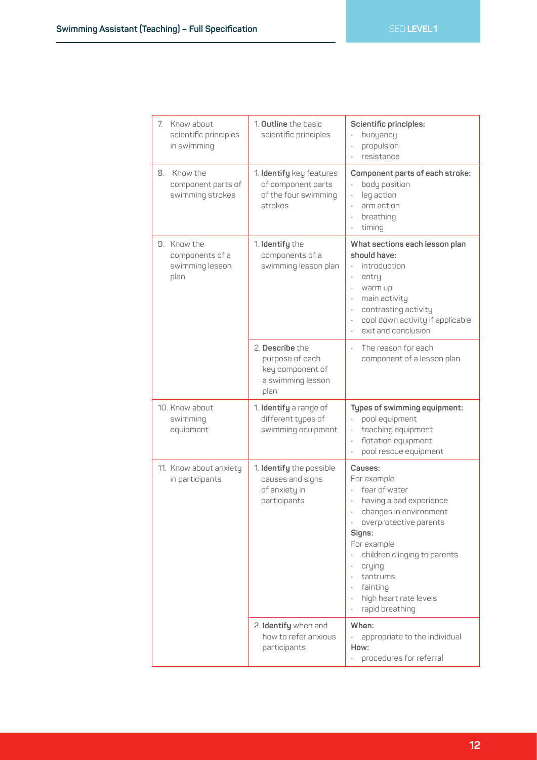| | | |
|---|---|---|
| 7. Know about scientific principles in swimming | 1. **Outline** the basic scientific principles | **Scientific principles:**<br>· buoyancy<br>· propulsion<br>· resistance |
| 8. Know the component parts of swimming strokes | 1. **Identify** key features of component parts of the four swimming strokes | **Component parts of each stroke:**<br>· body position<br>· leg action<br>· arm action<br>· breathing<br>· timing |
| 9. Know the components of a swimming lesson plan | 1. **Identify** the components of a swimming lesson plan | **What sections each lesson plan should have:**<br>· introduction<br>· entry<br>· warm up<br>· main activity<br>· contrasting activity<br>· cool down activity if applicable<br>· exit and conclusion |
| | 2. **Describe** the purpose of each key component of a swimming lesson plan | · The reason for each component of a lesson plan |
| 10. Know about swimming equipment | 1. **Identify** a range of different types of swimming equipment | **Types of swimming equipment:**<br>· pool equipment<br>· teaching equipment<br>· flotation equipment<br>· pool rescue equipment |
| 11. Know about anxiety in participants | 1. **Identify** the possible causes and signs of anxiety in participants | **Causes:**<br>For example<br>· fear of water<br>· having a bad experience<br>· changes in environment<br>· overprotective parents<br>**Signs:**<br>For example<br>· children clinging to parents<br>· crying<br>· tantrums<br>· fainting<br>· high heart rate levels<br>· rapid breathing |
| | 2. **Identify** when and how to refer anxious participants | **When:**<br>· appropriate to the individual<br>**How:**<br>· procedures for referral |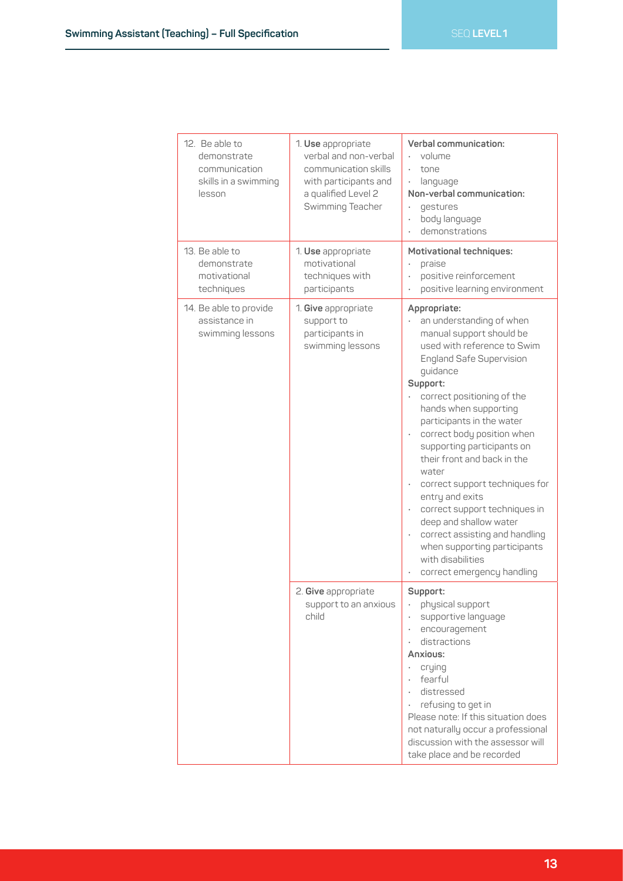| | | |
|---|---|---|
| 12. Be able to demonstrate communication skills in a swimming lesson | 1. **Use** appropriate verbal and non-verbal communication skills with participants and a qualified Level 2 Swimming Teacher | **Verbal communication:**<br>· volume<br>· tone<br>· language<br>**Non-verbal communication:**<br>· gestures<br>· body language<br>· demonstrations |
| 13. Be able to demonstrate motivational techniques | 1. **Use** appropriate motivational techniques with participants | **Motivational techniques:**<br>· praise<br>· positive reinforcement<br>· positive learning environment |
| 14. Be able to provide assistance in swimming lessons | 1. **Give** appropriate support to participants in swimming lessons | **Appropriate:**<br>· an understanding of when manual support should be used with reference to Swim England Safe Supervision guidance<br>**Support:**<br>· correct positioning of the hands when supporting participants in the water<br>· correct body position when supporting participants on their front and back in the water<br>· correct support techniques for entry and exits<br>· correct support techniques in deep and shallow water<br>· correct assisting and handling when supporting participants with disabilities<br>· correct emergency handling |
| | 2. **Give** appropriate support to an anxious child | **Support:**<br>· physical support<br>· supportive language<br>· encouragement<br>· distractions<br>**Anxious:**<br>· crying<br>· fearful<br>· distressed<br>· refusing to get in<br>Please note: If this situation does not naturally occur a professional discussion with the assessor will take place and be recorded |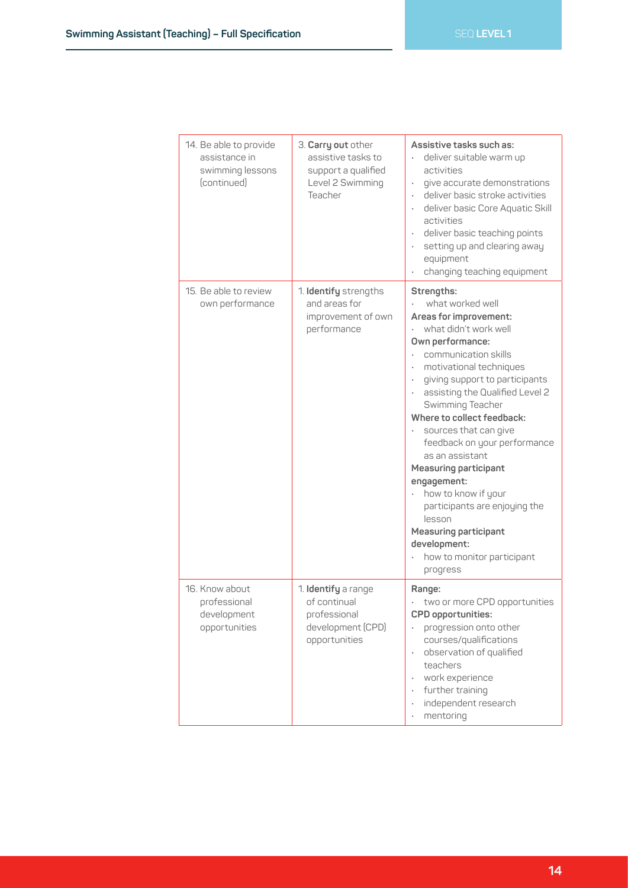| | | |
|---|---|---|
| 14. Be able to provide assistance in swimming lessons (continued) | 3. **Carry out** other assistive tasks to support a qualified Level 2 Swimming Teacher | **Assistive tasks such as:**<br>• deliver suitable warm up activities<br>• give accurate demonstrations<br>• deliver basic stroke activities<br>• deliver basic Core Aquatic Skill activities<br>• deliver basic teaching points<br>• setting up and clearing away equipment<br>• changing teaching equipment |
| 15. Be able to review own performance | 1. **Identify** strengths and areas for improvement of own performance | **Strengths:**<br>• what worked well<br>**Areas for improvement:**<br>• what didn't work well<br>**Own performance:**<br>• communication skills<br>• motivational techniques<br>• giving support to participants<br>• assisting the Qualified Level 2 Swimming Teacher<br>**Where to collect feedback:**<br>• sources that can give feedback on your performance as an assistant<br>**Measuring participant engagement:**<br>• how to know if your participants are enjoying the lesson<br>**Measuring participant development:**<br>• how to monitor participant progress |
| 16. Know about professional development opportunities | 1. **Identify** a range of continual professional development (CPD) opportunities | **Range:**<br>• two or more CPD opportunities<br>**CPD opportunities:**<br>• progression onto other courses/qualifications<br>• observation of qualified teachers<br>• work experience<br>• further training<br>• independent research<br>• mentoring |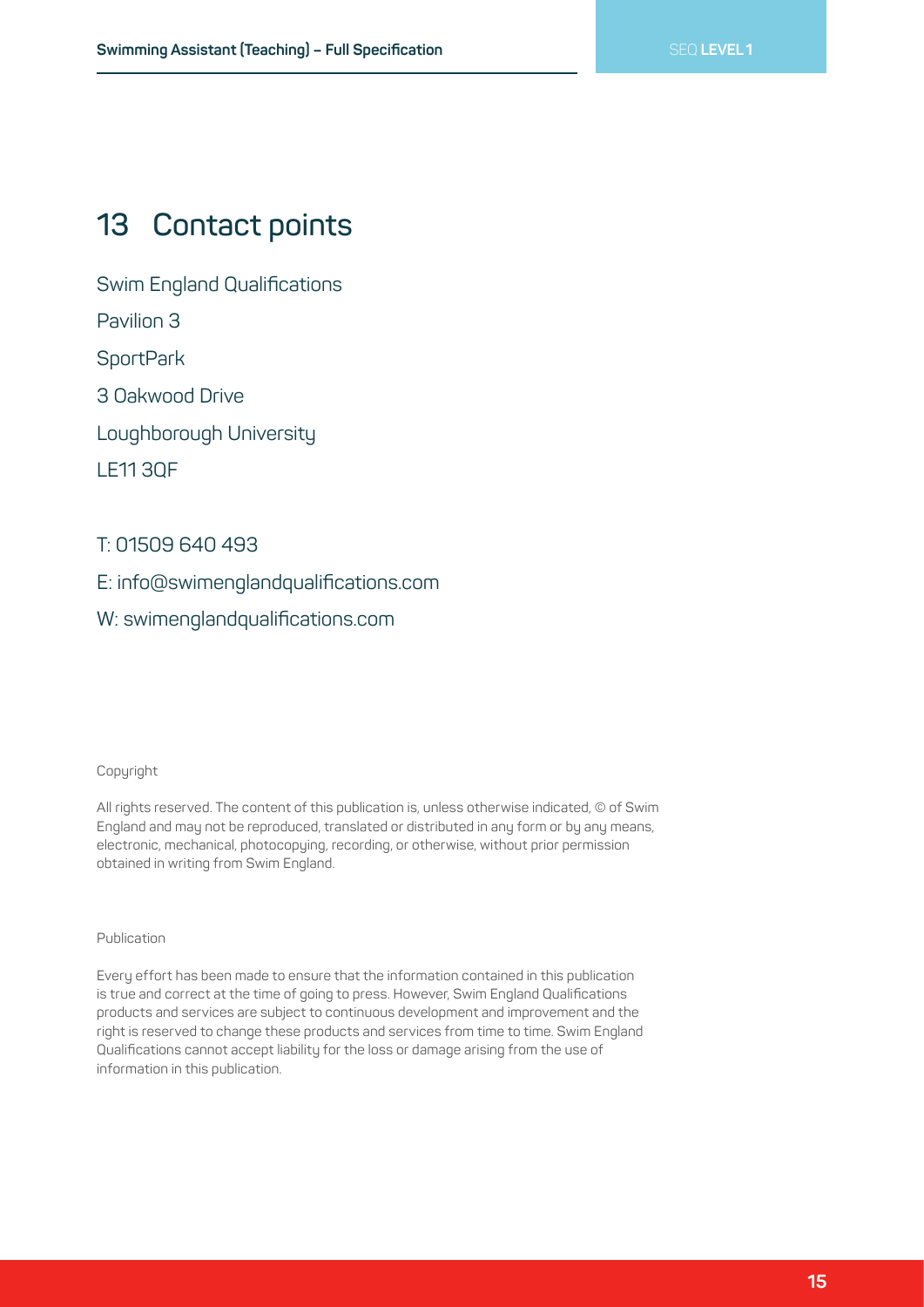## 13 Contact points

Swim England Qualifications

Pavilion 3

SportPark

3 Oakwood Drive

Loughborough University

LE11 3QF

T: 01509 640 493

E: info@swimenglandqualifications.com

W: swimenglandqualifications.com

Copyright

All rights reserved. The content of this publication is, unless otherwise indicated, © of Swim England and may not be reproduced, translated or distributed in any form or by any means, electronic, mechanical, photocopying, recording, or otherwise, without prior permission obtained in writing from Swim England.

Publication

Every effort has been made to ensure that the information contained in this publication is true and correct at the time of going to press. However, Swim England Qualifications products and services are subject to continuous development and improvement and the right is reserved to change these products and services from time to time. Swim England Qualifications cannot accept liability for the loss or damage arising from the use of information in this publication.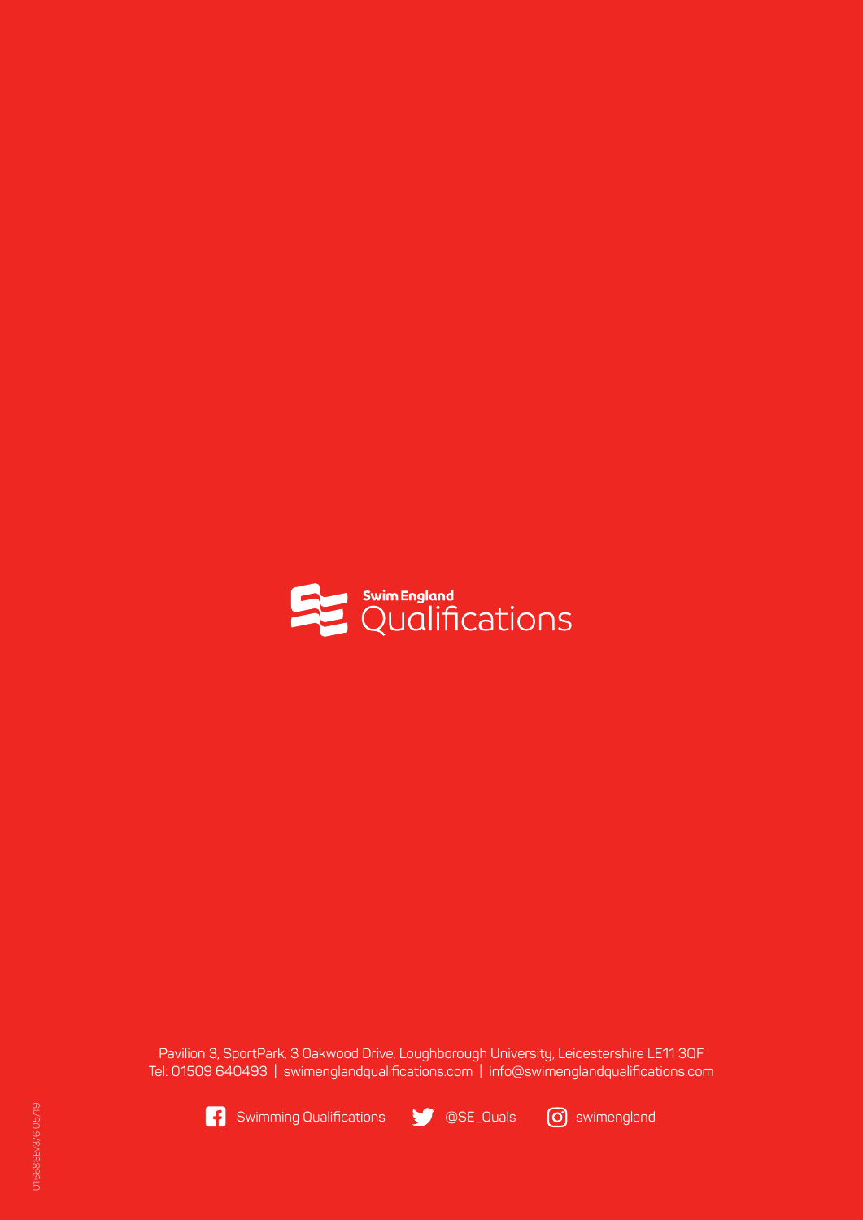Swim England
Qualifications

Pavilion 3, SportPark, 3 Oakwood Drive, Loughborough University, Leicestershire LE11 3QF
Tel: 01509 640493 | swimenglandqualifications.com | info@swimenglandqualifications.com

Swimming Qualifications    @SE_Quals    swimengland

01668SEv3/6 05/19